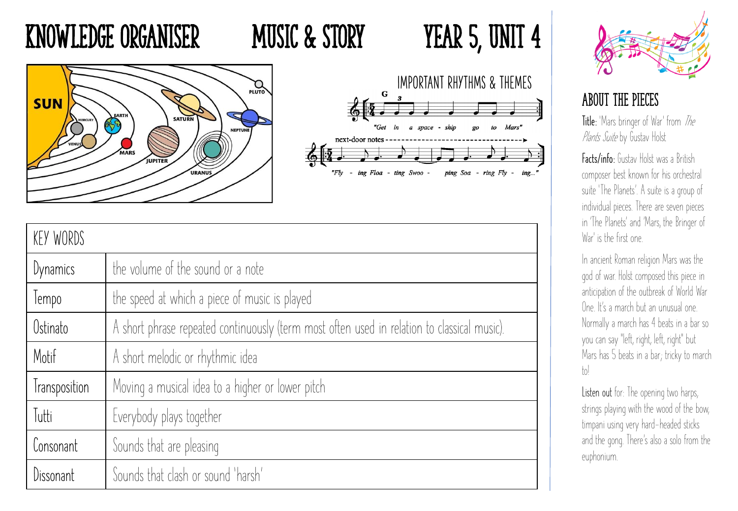# KNOWLEDGE ORGANISER MUSIC & STORY YEAR 5, UNIT 4

## IMPORTANT RHYTHMS & THEMES

"Get in a space - ship go to Mars"

next-door notes

"Fly - ing Floa - ting Swoo - ping Soa - ring Fly - ing..."

| KEY WORDS | |
|---|---|
| Dynamics | the volume of the sound or a note |
| Tempo | the speed at which a piece of music is played |
| Ostinato | A short phrase repeated continuously (term most often used in relation to classical music). |
| Motif | A short melodic or rhythmic idea |
| Transposition | Moving a musical idea to a higher or lower pitch |
| Tutti | Everybody plays together |
| Consonant | Sounds that are pleasing |
| Dissonant | Sounds that clash or sound 'harsh' |

## ABOUT THE PIECES

**Title:** 'Mars bringer of War' from *The Plants Suite* by Gustav Holst

**Facts/info:** Gustav Holst was a British composer best known for his orchestral suite 'The Planets'. A suite is a group of individual pieces. There are seven pieces in 'The Planets' and 'Mars, the Bringer of War' is the first one.

In ancient Roman religion Mars was the god of war. Holst composed this piece in anticipation of the outbreak of World War One. It's a march but an unusual one. Normally a march has 4 beats in a bar so you can say "left, right, left, right" but Mars has 5 beats in a bar; tricky to march to!

**Listen out** for: The opening two harps, strings playing with the wood of the bow, timpani using very hard-headed sticks and the gong. There's also a solo from the euphonium.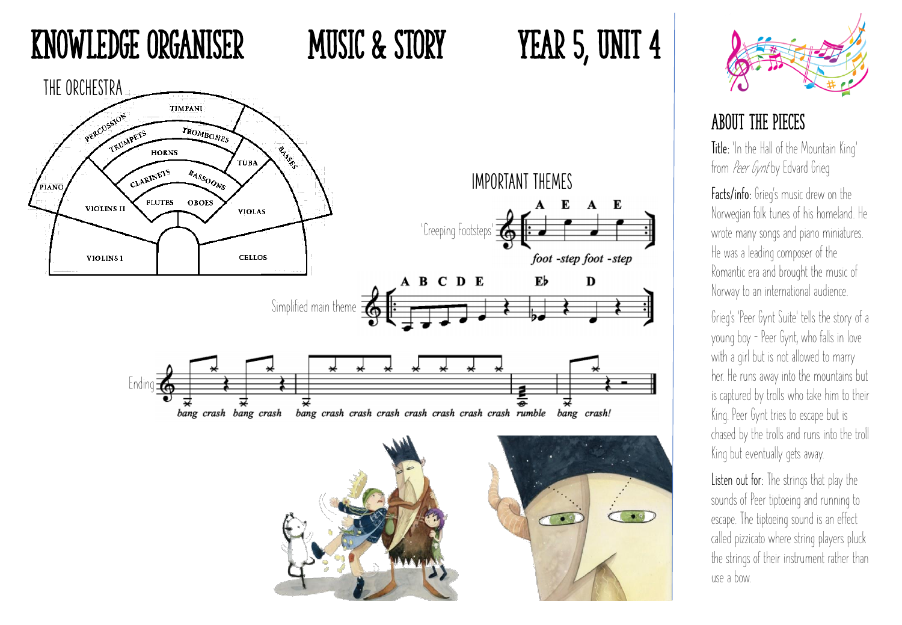# KNOWLEDGE ORGANISER MUSIC & STORY YEAR 5, UNIT 4

## THE ORCHESTRA

TIMPANI
PERCUSSION
TRUMPETS
TROMBONES
HORNS
TUBA
BASSES
CLARINETS
BASSOONS
PIANO
FLUTES
OBOES
VIOLINS II
VIOLAS
VIOLINS I
CELLOS

## IMPORTANT THEMES

'Creeping Footsteps'
A E A E
foot -step foot -step

Simplified main theme
A B C D E E♭ D

Ending
bang crash bang crash bang crash crash crash crash crash crash crash rumble bang crash!

## ABOUT THE PIECES

**Title:** 'In the Hall of the Mountain King' from *Peer Gynt* by Edvard Grieg

**Facts/info:** Grieg's music drew on the Norwegian folk tunes of his homeland. He wrote many songs and piano miniatures. He was a leading composer of the Romantic era and brought the music of Norway to an international audience.

Grieg's 'Peer Gynt Suite' tells the story of a young boy - Peer Gynt, who falls in love with a girl but is not allowed to marry her. He runs away into the mountains but is captured by trolls who take him to their King. Peer Gynt tries to escape but is chased by the trolls and runs into the troll King but eventually gets away.

**Listen out for:** The strings that play the sounds of Peer tiptoeing and running to escape. The tiptoeing sound is an effect called pizzicato where string players pluck the strings of their instrument rather than use a bow.